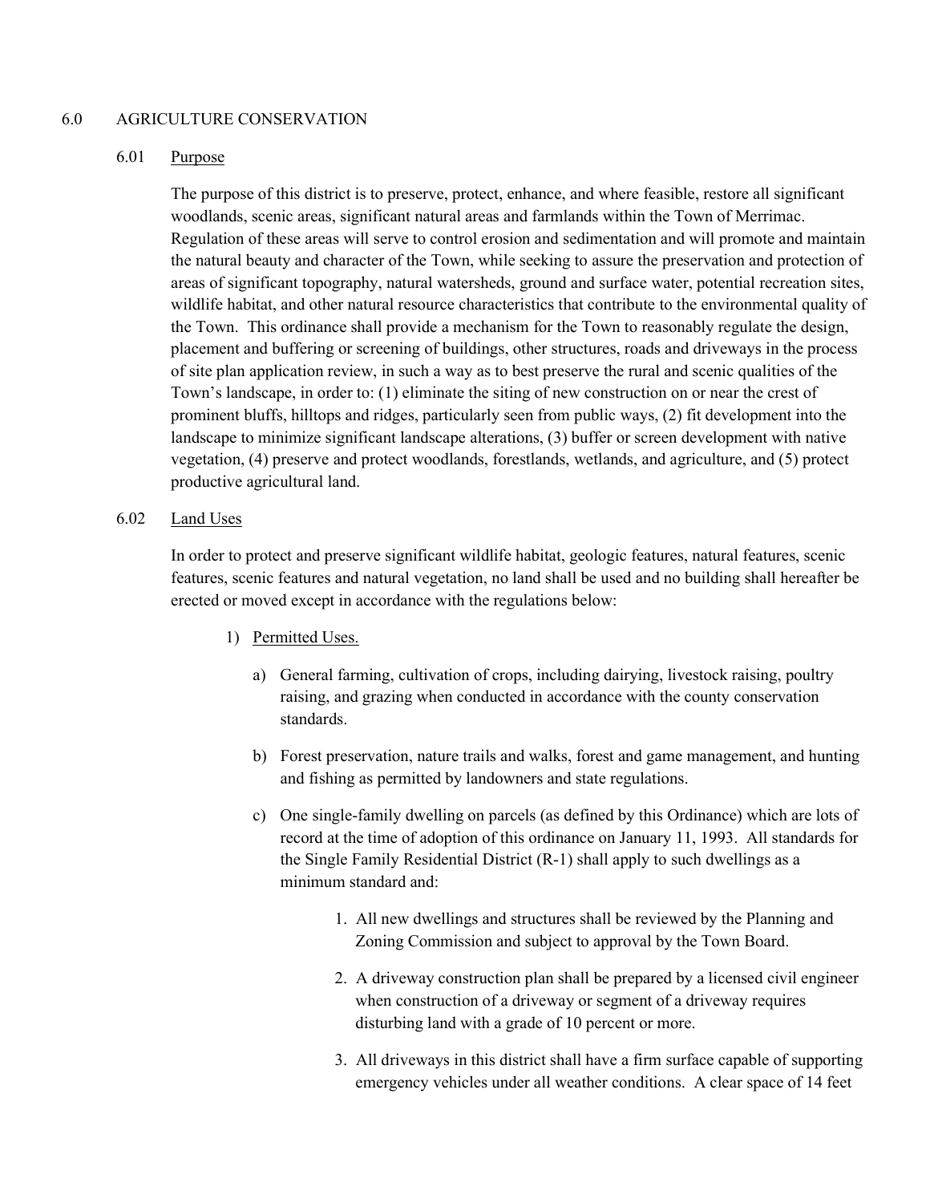# 6.0 AGRICULTURE CONSERVATION

## 6.01 Purpose

The purpose of this district is to preserve, protect, enhance, and where feasible, restore all significant woodlands, scenic areas, significant natural areas and farmlands within the Town of Merrimac. Regulation of these areas will serve to control erosion and sedimentation and will promote and maintain the natural beauty and character of the Town, while seeking to assure the preservation and protection of areas of significant topography, natural watersheds, ground and surface water, potential recreation sites, wildlife habitat, and other natural resource characteristics that contribute to the environmental quality of the Town. This ordinance shall provide a mechanism for the Town to reasonably regulate the design, placement and buffering or screening of buildings, other structures, roads and driveways in the process of site plan application review, in such a way as to best preserve the rural and scenic qualities of the Town's landscape, in order to: (1) eliminate the siting of new construction on or near the crest of prominent bluffs, hilltops and ridges, particularly seen from public ways, (2) fit development into the landscape to minimize significant landscape alterations, (3) buffer or screen development with native vegetation, (4) preserve and protect woodlands, forestlands, wetlands, and agriculture, and (5) protect productive agricultural land.

## 6.02 Land Uses

In order to protect and preserve significant wildlife habitat, geologic features, natural features, scenic features, scenic features and natural vegetation, no land shall be used and no building shall hereafter be erected or moved except in accordance with the regulations below:

1) Permitted Uses.

   a) General farming, cultivation of crops, including dairying, livestock raising, poultry raising, and grazing when conducted in accordance with the county conservation standards.

   b) Forest preservation, nature trails and walks, forest and game management, and hunting and fishing as permitted by landowners and state regulations.

   c) One single-family dwelling on parcels (as defined by this Ordinance) which are lots of record at the time of adoption of this ordinance on January 11, 1993. All standards for the Single Family Residential District (R-1) shall apply to such dwellings as a minimum standard and:

      1. All new dwellings and structures shall be reviewed by the Planning and Zoning Commission and subject to approval by the Town Board.

      2. A driveway construction plan shall be prepared by a licensed civil engineer when construction of a driveway or segment of a driveway requires disturbing land with a grade of 10 percent or more.

      3. All driveways in this district shall have a firm surface capable of supporting emergency vehicles under all weather conditions. A clear space of 14 feet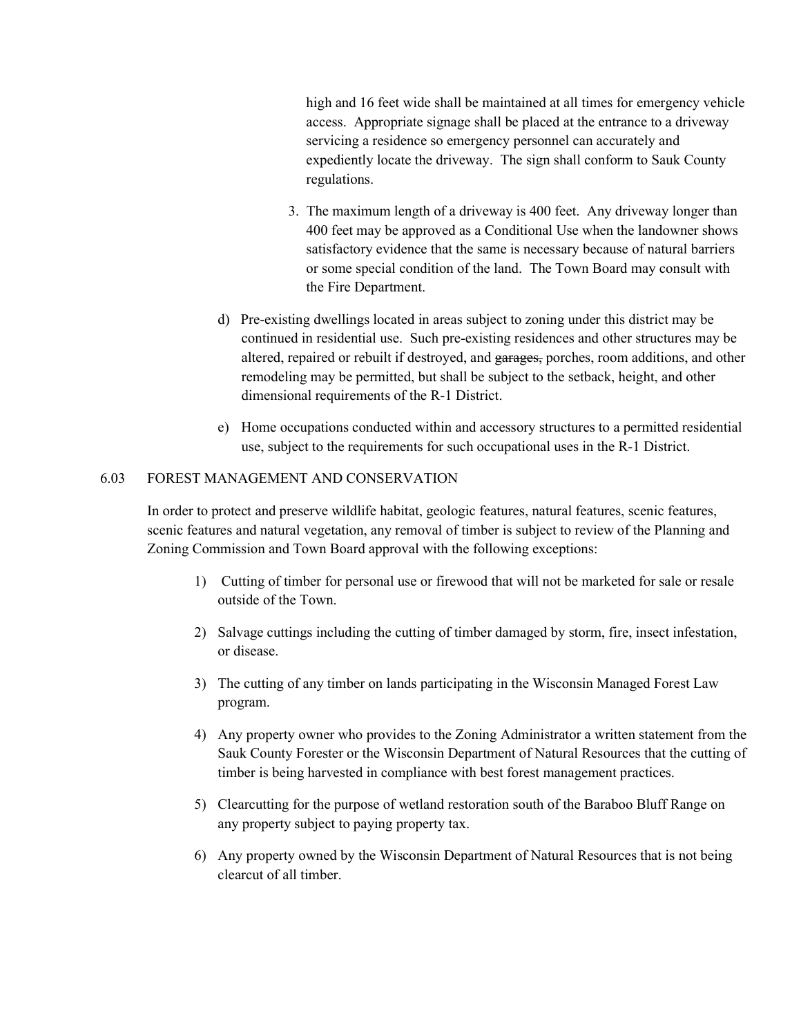high and 16 feet wide shall be maintained at all times for emergency vehicle access. Appropriate signage shall be placed at the entrance to a driveway servicing a residence so emergency personnel can accurately and expediently locate the driveway. The sign shall conform to Sauk County regulations.

3. The maximum length of a driveway is 400 feet. Any driveway longer than 400 feet may be approved as a Conditional Use when the landowner shows satisfactory evidence that the same is necessary because of natural barriers or some special condition of the land. The Town Board may consult with the Fire Department.

d) Pre-existing dwellings located in areas subject to zoning under this district may be continued in residential use. Such pre-existing residences and other structures may be altered, repaired or rebuilt if destroyed, and ~~garages,~~ porches, room additions, and other remodeling may be permitted, but shall be subject to the setback, height, and other dimensional requirements of the R-1 District.

e) Home occupations conducted within and accessory structures to a permitted residential use, subject to the requirements for such occupational uses in the R-1 District.

## 6.03 FOREST MANAGEMENT AND CONSERVATION

In order to protect and preserve wildlife habitat, geologic features, natural features, scenic features, scenic features and natural vegetation, any removal of timber is subject to review of the Planning and Zoning Commission and Town Board approval with the following exceptions:

1) Cutting of timber for personal use or firewood that will not be marketed for sale or resale outside of the Town.

2) Salvage cuttings including the cutting of timber damaged by storm, fire, insect infestation, or disease.

3) The cutting of any timber on lands participating in the Wisconsin Managed Forest Law program.

4) Any property owner who provides to the Zoning Administrator a written statement from the Sauk County Forester or the Wisconsin Department of Natural Resources that the cutting of timber is being harvested in compliance with best forest management practices.

5) Clearcutting for the purpose of wetland restoration south of the Baraboo Bluff Range on any property subject to paying property tax.

6) Any property owned by the Wisconsin Department of Natural Resources that is not being clearcut of all timber.